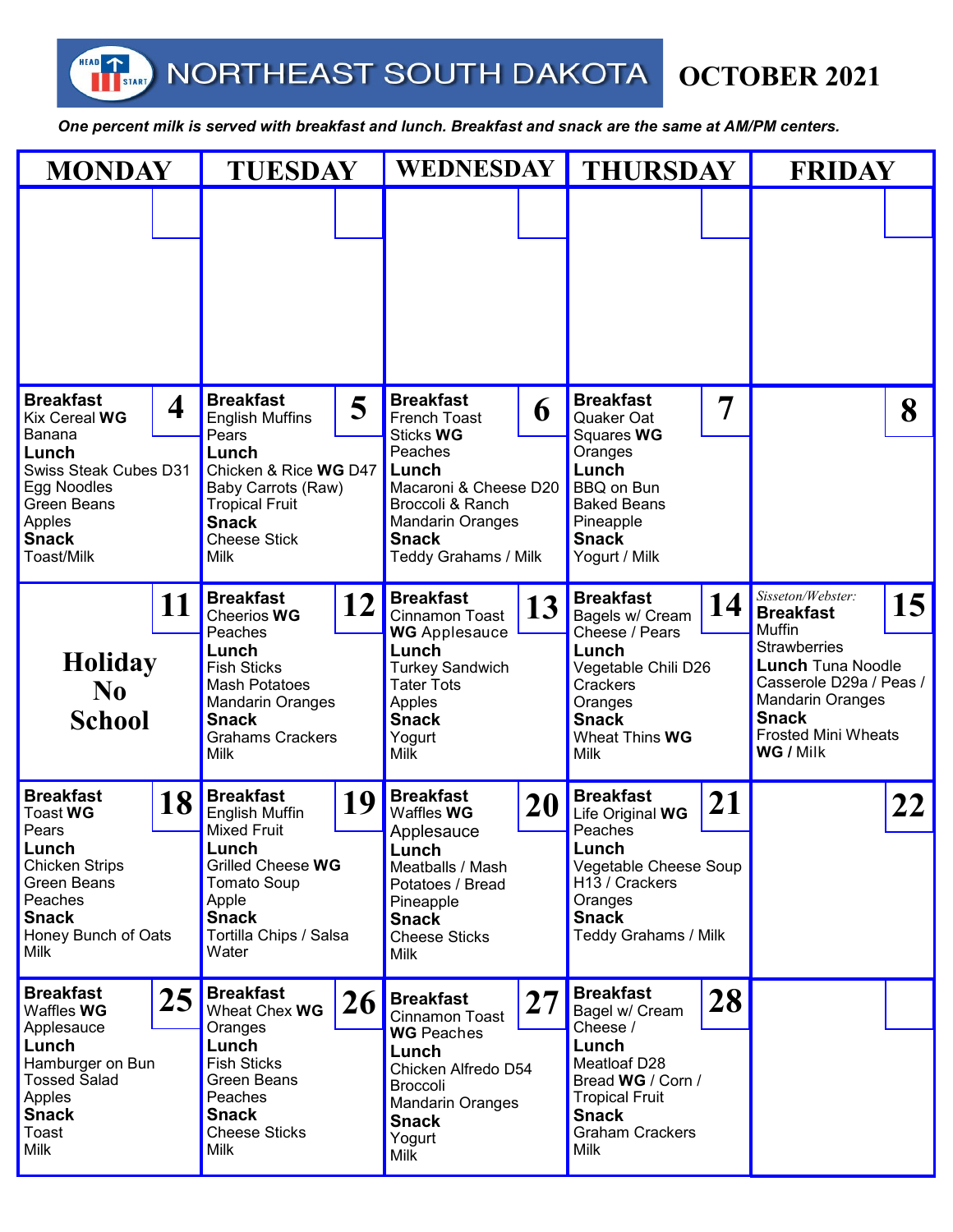# NORTHEAST SOUTH DAKOTA HEAD START — OCTOBER 2021

*One percent milk is served with breakfast and lunch. Breakfast and snack are the same at AM/PM centers.*

| MONDAY | TUESDAY | WEDNESDAY | THURSDAY | FRIDAY |
|---|---|---|---|---|
| | | | | |
| **4** **Breakfast** Kix Cereal **WG** Banana **Lunch** Swiss Steak Cubes D31 Egg Noodles Green Beans Apples **Snack** Toast/Milk | **5** **Breakfast** English Muffins Pears **Lunch** Chicken & Rice **WG** D47 Baby Carrots (Raw) Tropical Fruit **Snack** Cheese Stick Milk | **6** **Breakfast** French Toast Sticks **WG** Peaches **Lunch** Macaroni & Cheese D20 Broccoli & Ranch Mandarin Oranges **Snack** Teddy Grahams / Milk | **7** **Breakfast** Quaker Oat Squares **WG** Oranges **Lunch** BBQ on Bun Baked Beans Pineapple **Snack** Yogurt / Milk | **8** |
| **11** **Holiday No School** | **12** **Breakfast** Cheerios **WG** Peaches **Lunch** Fish Sticks Mash Potatoes Mandarin Oranges **Snack** Grahams Crackers Milk | **13** **Breakfast** Cinnamon Toast **WG** Applesauce **Lunch** Turkey Sandwich Tater Tots Apples **Snack** Yogurt Milk | **14** **Breakfast** Bagels w/ Cream Cheese / Pears **Lunch** Vegetable Chili D26 Crackers Oranges **Snack** Wheat Thins **WG** Milk | **15** *Sisseton/Webster:* **Breakfast** Muffin Strawberries **Lunch** Tuna Noodle Casserole D29a / Peas / Mandarin Oranges **Snack** Frosted Mini Wheats **WG** / Milk |
| **18** **Breakfast** Toast **WG** Pears **Lunch** Chicken Strips Green Beans Peaches **Snack** Honey Bunch of Oats Milk | **19** **Breakfast** English Muffin Mixed Fruit **Lunch** Grilled Cheese **WG** Tomato Soup Apple **Snack** Tortilla Chips / Salsa Water | **20** **Breakfast** Waffles **WG** Applesauce **Lunch** Meatballs / Mash Potatoes / Bread Pineapple **Snack** Cheese Sticks Milk | **21** **Breakfast** Life Original **WG** Peaches **Lunch** Vegetable Cheese Soup H13 / Crackers Oranges **Snack** Teddy Grahams / Milk | **22** |
| **25** **Breakfast** Waffles **WG** Applesauce **Lunch** Hamburger on Bun Tossed Salad Apples **Snack** Toast Milk | **26** **Breakfast** Wheat Chex **WG** Oranges **Lunch** Fish Sticks Green Beans Peaches **Snack** Cheese Sticks Milk | **27** **Breakfast** Cinnamon Toast **WG** Peaches **Lunch** Chicken Alfredo D54 Broccoli Mandarin Oranges **Snack** Yogurt Milk | **28** **Breakfast** Bagel w/ Cream Cheese / **Lunch** Meatloaf D28 Bread **WG** / Corn / Tropical Fruit **Snack** Graham Crackers Milk | |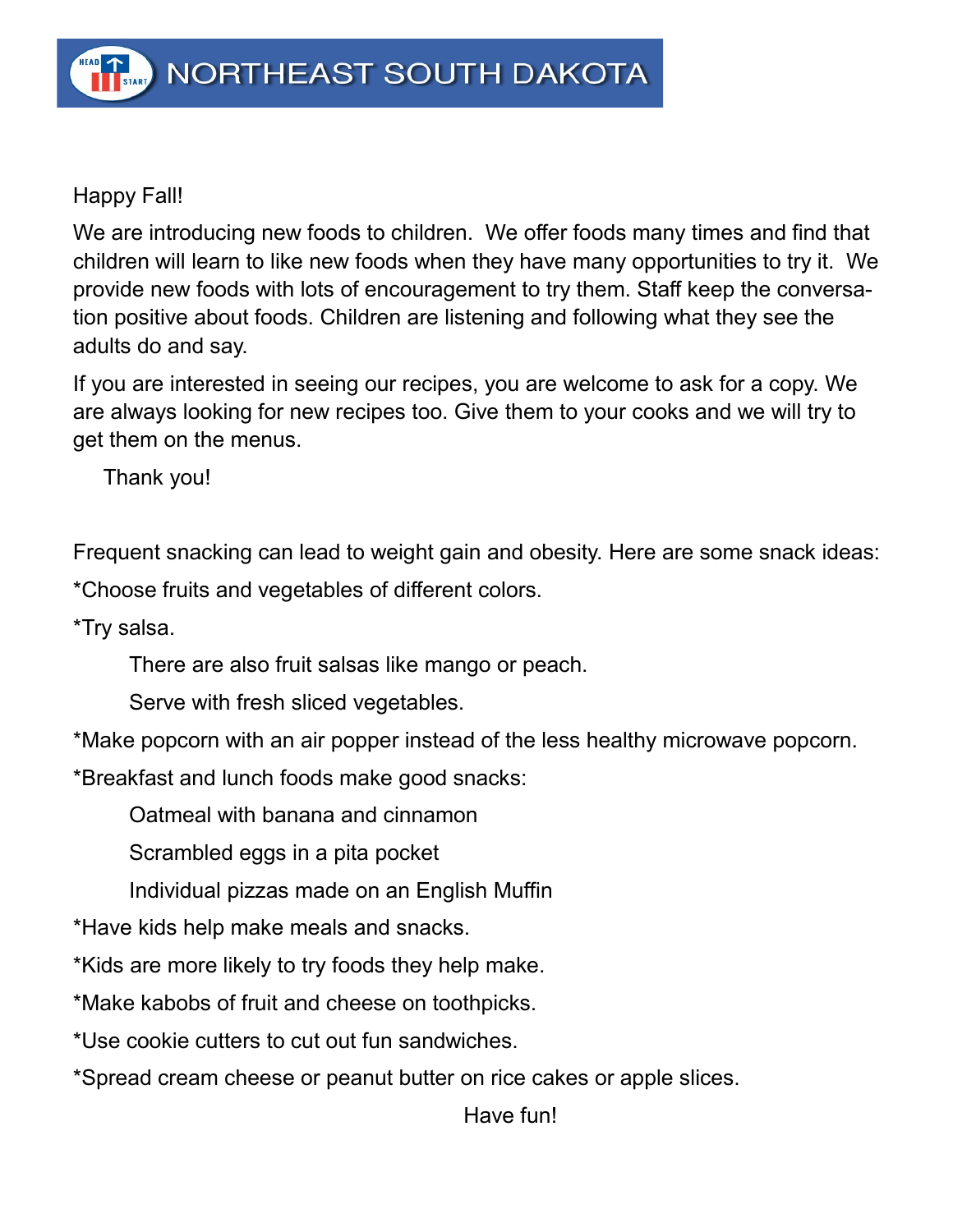# NORTHEAST SOUTH DAKOTA

Happy Fall!

We are introducing new foods to children. We offer foods many times and find that children will learn to like new foods when they have many opportunities to try it. We provide new foods with lots of encouragement to try them. Staff keep the conversation positive about foods. Children are listening and following what they see the adults do and say.

If you are interested in seeing our recipes, you are welcome to ask for a copy. We are always looking for new recipes too. Give them to your cooks and we will try to get them on the menus.

Thank you!

Frequent snacking can lead to weight gain and obesity. Here are some snack ideas:

*Choose fruits and vegetables of different colors.

*Try salsa.

There are also fruit salsas like mango or peach.

Serve with fresh sliced vegetables.

*Make popcorn with an air popper instead of the less healthy microwave popcorn.

*Breakfast and lunch foods make good snacks:

Oatmeal with banana and cinnamon

Scrambled eggs in a pita pocket

Individual pizzas made on an English Muffin

*Have kids help make meals and snacks.

*Kids are more likely to try foods they help make.

*Make kabobs of fruit and cheese on toothpicks.

*Use cookie cutters to cut out fun sandwiches.

*Spread cream cheese or peanut butter on rice cakes or apple slices.

Have fun!